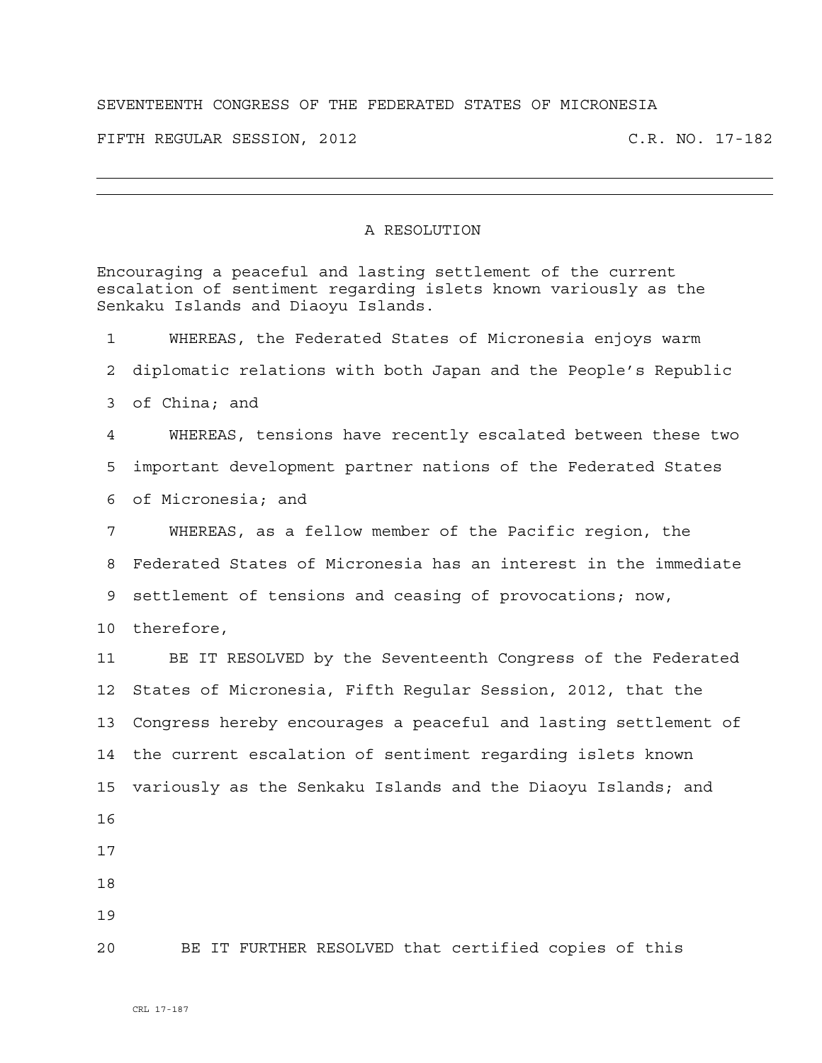SEVENTEENTH CONGRESS OF THE FEDERATED STATES OF MICRONESIA

FIFTH REGULAR SESSION, 2012 C.R. NO. 17-182

---

A RESOLUTION

Encouraging a peaceful and lasting settlement of the current escalation of sentiment regarding islets known variously as the Senkaku Islands and Diaoyu Islands.

1 WHEREAS, the Federated States of Micronesia enjoys warm
2 diplomatic relations with both Japan and the People's Republic
3 of China; and
4 WHEREAS, tensions have recently escalated between these two
5 important development partner nations of the Federated States
6 of Micronesia; and
7 WHEREAS, as a fellow member of the Pacific region, the
8 Federated States of Micronesia has an interest in the immediate
9 settlement of tensions and ceasing of provocations; now,
10 therefore,
11 BE IT RESOLVED by the Seventeenth Congress of the Federated
12 States of Micronesia, Fifth Regular Session, 2012, that the
13 Congress hereby encourages a peaceful and lasting settlement of
14 the current escalation of sentiment regarding islets known
15 variously as the Senkaku Islands and the Diaoyu Islands; and
16
17
18
19
20 BE IT FURTHER RESOLVED that certified copies of this

CRL 17-187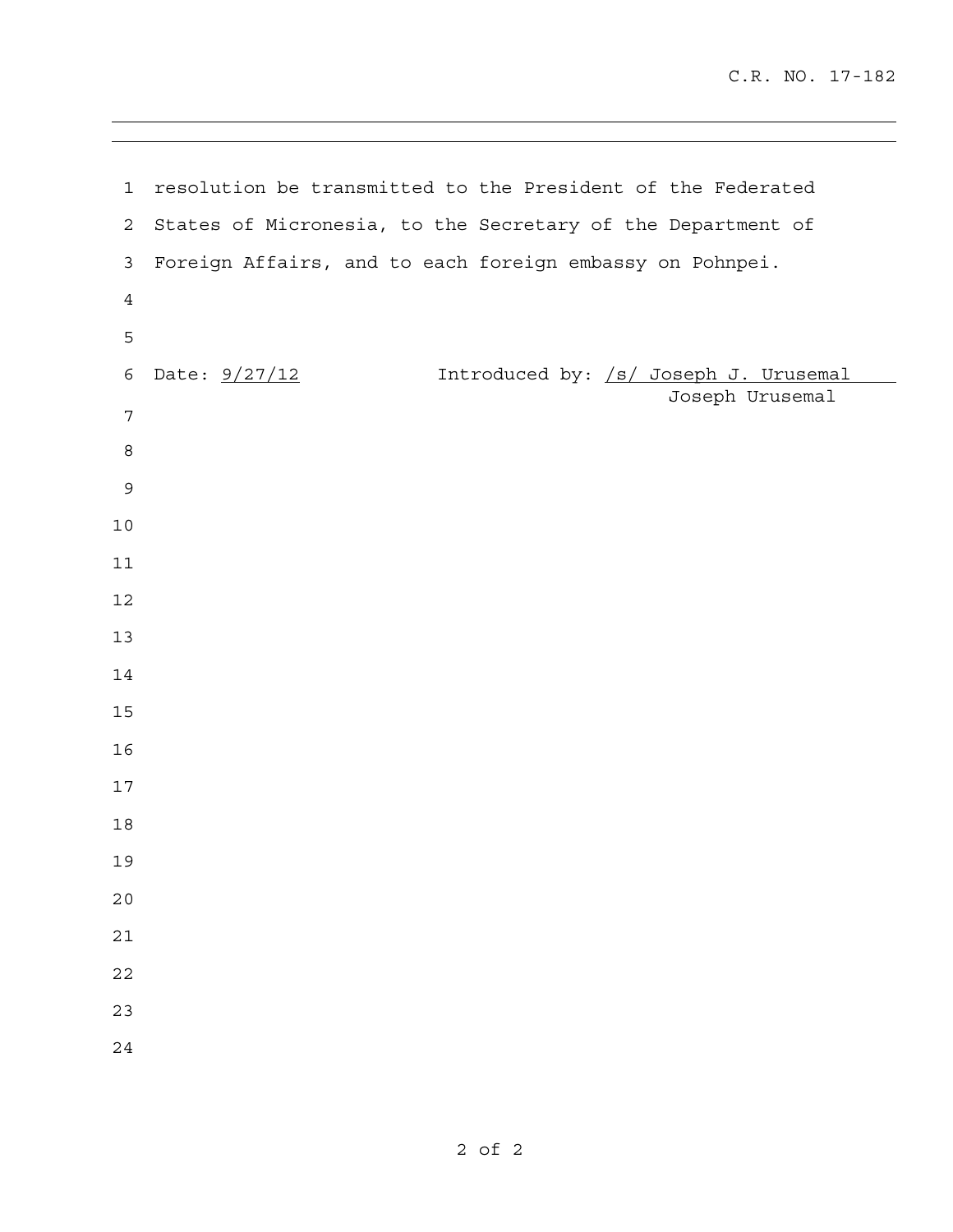resolution be transmitted to the President of the Federated States of Micronesia, to the Secretary of the Department of Foreign Affairs, and to each foreign embassy on Pohnpei.

Date: 9/27/12

Introduced by: /s/ Joseph J. Urusemal

Joseph Urusemal